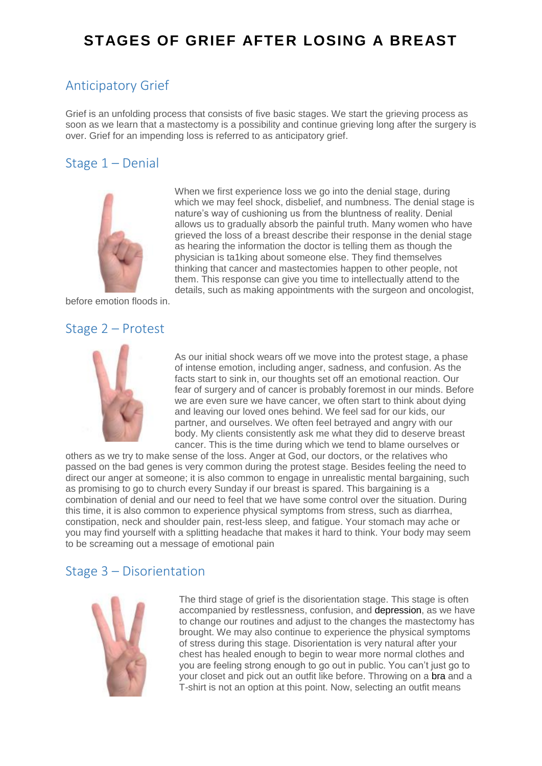# STAGES OF GRIEF AFTER LOSING A BREAST

## Anticipatory Grief

Grief is an unfolding process that consists of five basic stages. We start the grieving process as soon as we learn that a mastectomy is a possibility and continue grieving long after the surgery is over. Grief for an impending loss is referred to as anticipatory grief.

## Stage 1 – Denial

When we first experience loss we go into the denial stage, during which we may feel shock, disbelief, and numbness. The denial stage is nature's way of cushioning us from the bluntness of reality. Denial allows us to gradually absorb the painful truth. Many women who have grieved the loss of a breast describe their response in the denial stage as hearing the information the doctor is telling them as though the physician is ta1king about someone else. They find themselves thinking that cancer and mastectomies happen to other people, not them. This response can give you time to intellectually attend to the details, such as making appointments with the surgeon and oncologist, before emotion floods in.

## Stage 2 – Protest

As our initial shock wears off we move into the protest stage, a phase of intense emotion, including anger, sadness, and confusion. As the facts start to sink in, our thoughts set off an emotional reaction. Our fear of surgery and of cancer is probably foremost in our minds. Before we are even sure we have cancer, we often start to think about dying and leaving our loved ones behind. We feel sad for our kids, our partner, and ourselves. We often feel betrayed and angry with our body. My clients consistently ask me what they did to deserve breast cancer. This is the time during which we tend to blame ourselves or others as we try to make sense of the loss. Anger at God, our doctors, or the relatives who passed on the bad genes is very common during the protest stage. Besides feeling the need to direct our anger at someone; it is also common to engage in unrealistic mental bargaining, such as promising to go to church every Sunday if our breast is spared. This bargaining is a combination of denial and our need to feel that we have some control over the situation. During this time, it is also common to experience physical symptoms from stress, such as diarrhea, constipation, neck and shoulder pain, rest-less sleep, and fatigue. Your stomach may ache or you may find yourself with a splitting headache that makes it hard to think. Your body may seem to be screaming out a message of emotional pain

## Stage 3 – Disorientation

The third stage of grief is the disorientation stage. This stage is often accompanied by restlessness, confusion, and depression, as we have to change our routines and adjust to the changes the mastectomy has brought. We may also continue to experience the physical symptoms of stress during this stage. Disorientation is very natural after your chest has healed enough to begin to wear more normal clothes and you are feeling strong enough to go out in public. You can't just go to your closet and pick out an outfit like before. Throwing on a bra and a T-shirt is not an option at this point. Now, selecting an outfit means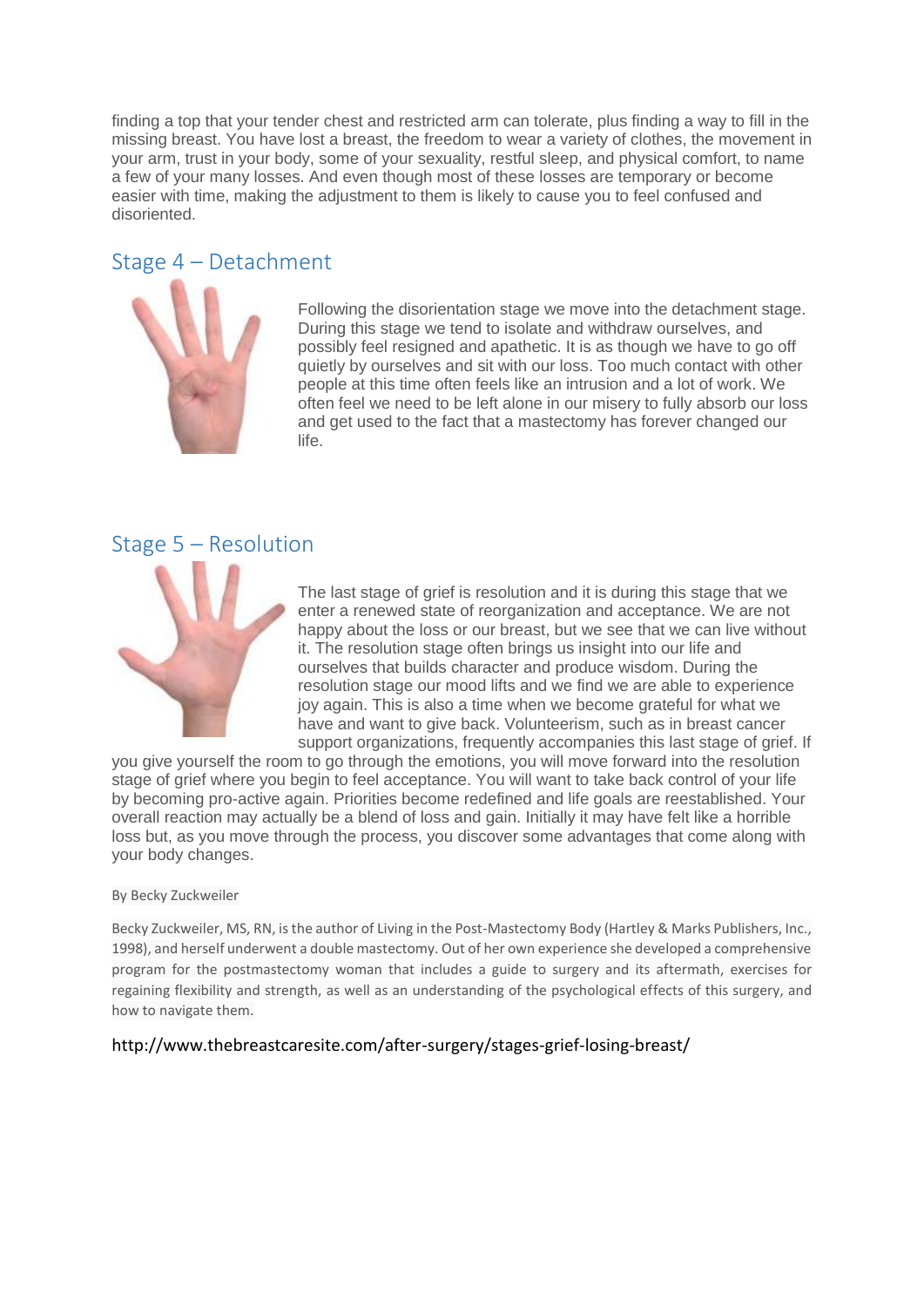finding a top that your tender chest and restricted arm can tolerate, plus finding a way to fill in the missing breast. You have lost a breast, the freedom to wear a variety of clothes, the movement in your arm, trust in your body, some of your sexuality, restful sleep, and physical comfort, to name a few of your many losses. And even though most of these losses are temporary or become easier with time, making the adjustment to them is likely to cause you to feel confused and disoriented.

## Stage 4 – Detachment

Following the disorientation stage we move into the detachment stage. During this stage we tend to isolate and withdraw ourselves, and possibly feel resigned and apathetic. It is as though we have to go off quietly by ourselves and sit with our loss. Too much contact with other people at this time often feels like an intrusion and a lot of work. We often feel we need to be left alone in our misery to fully absorb our loss and get used to the fact that a mastectomy has forever changed our life.

## Stage 5 – Resolution

The last stage of grief is resolution and it is during this stage that we enter a renewed state of reorganization and acceptance. We are not happy about the loss or our breast, but we see that we can live without it. The resolution stage often brings us insight into our life and ourselves that builds character and produce wisdom. During the resolution stage our mood lifts and we find we are able to experience joy again. This is also a time when we become grateful for what we have and want to give back. Volunteerism, such as in breast cancer support organizations, frequently accompanies this last stage of grief. If you give yourself the room to go through the emotions, you will move forward into the resolution stage of grief where you begin to feel acceptance. You will want to take back control of your life by becoming pro-active again. Priorities become redefined and life goals are reestablished. Your overall reaction may actually be a blend of loss and gain. Initially it may have felt like a horrible loss but, as you move through the process, you discover some advantages that come along with your body changes.

By Becky Zuckweiler

Becky Zuckweiler, MS, RN, is the author of Living in the Post-Mastectomy Body (Hartley & Marks Publishers, Inc., 1998), and herself underwent a double mastectomy. Out of her own experience she developed a comprehensive program for the postmastectomy woman that includes a guide to surgery and its aftermath, exercises for regaining flexibility and strength, as well as an understanding of the psychological effects of this surgery, and how to navigate them.

http://www.thebreastcaresite.com/after-surgery/stages-grief-losing-breast/